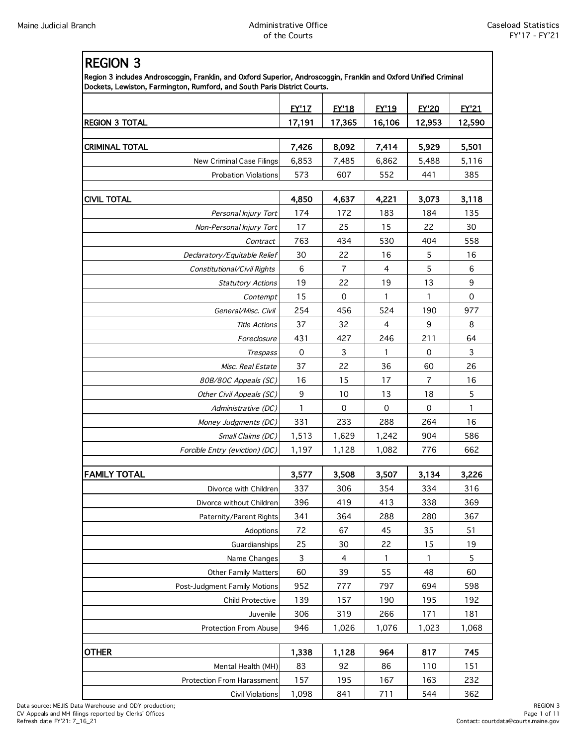# REGION 3

**Region 3 includes Androscoggin, Franklin, and Oxford Superior, Androscoggin, Franklin and Oxford Unified Criminal Dockets, Lewiston, Farmington, Rumford, and South Paris District Courts.**

| | FY'17 | FY'18 | FY'19 | FY'20 | FY'21 |
|---|---|---|---|---|---|
| **REGION 3 TOTAL** | **17,191** | **17,365** | **16,106** | **12,953** | **12,590** |
| | | | | | |
| **CRIMINAL TOTAL** | **7,426** | **8,092** | **7,414** | **5,929** | **5,501** |
| New Criminal Case Filings | 6,853 | 7,485 | 6,862 | 5,488 | 5,116 |
| Probation Violations | 573 | 607 | 552 | 441 | 385 |
| | | | | | |
| **CIVIL TOTAL** | **4,850** | **4,637** | **4,221** | **3,073** | **3,118** |
| *Personal Injury Tort* | 174 | 172 | 183 | 184 | 135 |
| *Non-Personal Injury Tort* | 17 | 25 | 15 | 22 | 30 |
| *Contract* | 763 | 434 | 530 | 404 | 558 |
| *Declaratory/Equitable Relief* | 30 | 22 | 16 | 5 | 16 |
| *Constitutional/Civil Rights* | 6 | 7 | 4 | 5 | 6 |
| *Statutory Actions* | 19 | 22 | 19 | 13 | 9 |
| *Contempt* | 15 | 0 | 1 | 1 | 0 |
| *General/Misc. Civil* | 254 | 456 | 524 | 190 | 977 |
| *Title Actions* | 37 | 32 | 4 | 9 | 8 |
| *Foreclosure* | 431 | 427 | 246 | 211 | 64 |
| *Trespass* | 0 | 3 | 1 | 0 | 3 |
| *Misc. Real Estate* | 37 | 22 | 36 | 60 | 26 |
| *80B/80C Appeals (SC)* | 16 | 15 | 17 | 7 | 16 |
| *Other Civil Appeals (SC)* | 9 | 10 | 13 | 18 | 5 |
| *Administrative (DC)* | 1 | 0 | 0 | 0 | 1 |
| *Money Judgments (DC)* | 331 | 233 | 288 | 264 | 16 |
| *Small Claims (DC)* | 1,513 | 1,629 | 1,242 | 904 | 586 |
| *Forcible Entry (eviction) (DC)* | 1,197 | 1,128 | 1,082 | 776 | 662 |
| | | | | | |
| **FAMILY TOTAL** | **3,577** | **3,508** | **3,507** | **3,134** | **3,226** |
| Divorce with Children | 337 | 306 | 354 | 334 | 316 |
| Divorce without Children | 396 | 419 | 413 | 338 | 369 |
| Paternity/Parent Rights | 341 | 364 | 288 | 280 | 367 |
| Adoptions | 72 | 67 | 45 | 35 | 51 |
| Guardianships | 25 | 30 | 22 | 15 | 19 |
| Name Changes | 3 | 4 | 1 | 1 | 5 |
| Other Family Matters | 60 | 39 | 55 | 48 | 60 |
| Post-Judgment Family Motions | 952 | 777 | 797 | 694 | 598 |
| Child Protective | 139 | 157 | 190 | 195 | 192 |
| Juvenile | 306 | 319 | 266 | 171 | 181 |
| Protection From Abuse | 946 | 1,026 | 1,076 | 1,023 | 1,068 |
| | | | | | |
| **OTHER** | **1,338** | **1,128** | **964** | **817** | **745** |
| Mental Health (MH) | 83 | 92 | 86 | 110 | 151 |
| Protection From Harassment | 157 | 195 | 167 | 163 | 232 |
| Civil Violations | 1,098 | 841 | 711 | 544 | 362 |

Data source: MEJIS Data Warehouse and ODY production;
CV Appeals and MH filings reported by Clerks' Offices
Refresh date FY'21: 7_16_21

Contact: courtdata@courts.maine.gov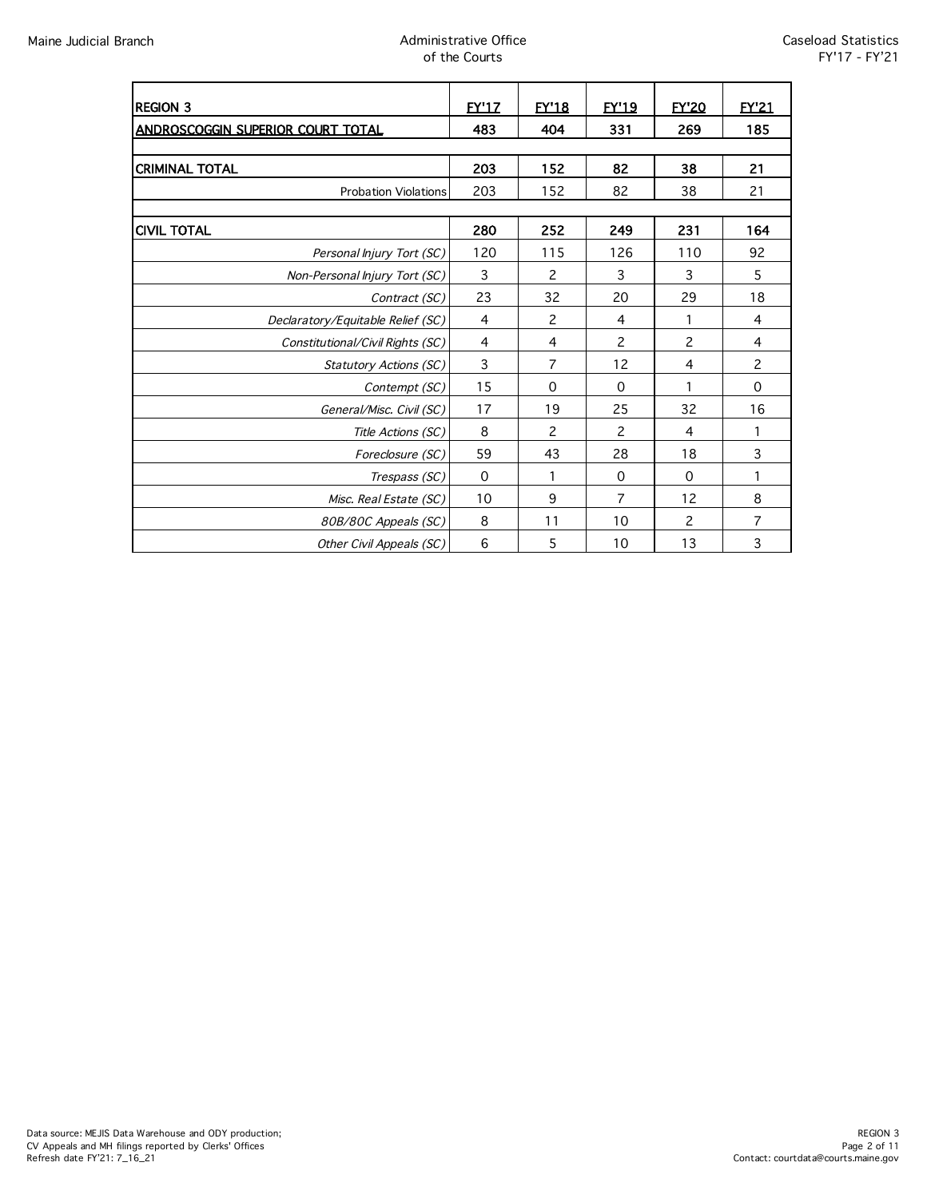| REGION 3 | FY'17 | FY'18 | FY'19 | FY'20 | FY'21 |
|---|---|---|---|---|---|
| **ANDROSCOGGIN SUPERIOR COURT TOTAL** | **483** | **404** | **331** | **269** | **185** |
| | | | | | |
| **CRIMINAL TOTAL** | **203** | **152** | **82** | **38** | **21** |
| Probation Violations | 203 | 152 | 82 | 38 | 21 |
| | | | | | |
| **CIVIL TOTAL** | **280** | **252** | **249** | **231** | **164** |
| *Personal Injury Tort (SC)* | 120 | 115 | 126 | 110 | 92 |
| *Non-Personal Injury Tort (SC)* | 3 | 2 | 3 | 3 | 5 |
| *Contract (SC)* | 23 | 32 | 20 | 29 | 18 |
| *Declaratory/Equitable Relief (SC)* | 4 | 2 | 4 | 1 | 4 |
| *Constitutional/Civil Rights (SC)* | 4 | 4 | 2 | 2 | 4 |
| *Statutory Actions (SC)* | 3 | 7 | 12 | 4 | 2 |
| *Contempt (SC)* | 15 | 0 | 0 | 1 | 0 |
| *General/Misc. Civil (SC)* | 17 | 19 | 25 | 32 | 16 |
| *Title Actions (SC)* | 8 | 2 | 2 | 4 | 1 |
| *Foreclosure (SC)* | 59 | 43 | 28 | 18 | 3 |
| *Trespass (SC)* | 0 | 1 | 0 | 0 | 1 |
| *Misc. Real Estate (SC)* | 10 | 9 | 7 | 12 | 8 |
| *80B/80C Appeals (SC)* | 8 | 11 | 10 | 2 | 7 |
| *Other Civil Appeals (SC)* | 6 | 5 | 10 | 13 | 3 |

Data source: MEJIS Data Warehouse and ODY production;
CV Appeals and MH filings reported by Clerks' Offices
Refresh date FY'21: 7_16_21

Contact: courtdata@courts.maine.gov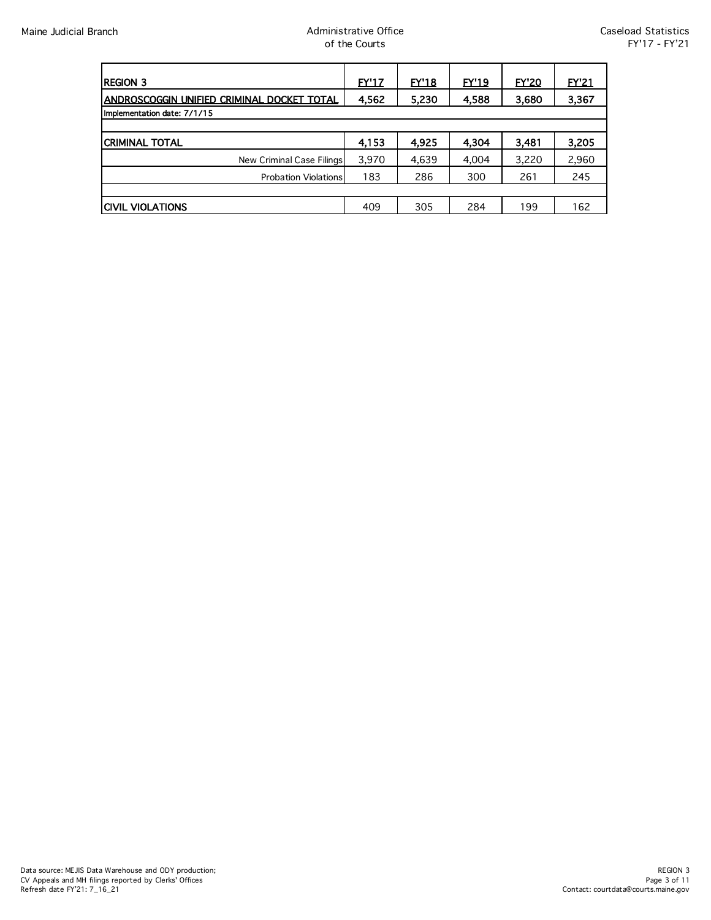| REGION 3 | FY'17 | FY'18 | FY'19 | FY'20 | FY'21 |
|---|---|---|---|---|---|
| **ANDROSCOGGIN UNIFIED CRIMINAL DOCKET TOTAL** | **4,562** | **5,230** | **4,588** | **3,680** | **3,367** |
| Implementation date: 7/1/15 | | | | | |
| | | | | | |
| **CRIMINAL TOTAL** | **4,153** | **4,925** | **4,304** | **3,481** | **3,205** |
| New Criminal Case Filings | 3,970 | 4,639 | 4,004 | 3,220 | 2,960 |
| Probation Violations | 183 | 286 | 300 | 261 | 245 |
| | | | | | |
| **CIVIL VIOLATIONS** | 409 | 305 | 284 | 199 | 162 |

Data source: MEJIS Data Warehouse and ODY production;
CV Appeals and MH filings reported by Clerks' Offices
Refresh date FY'21: 7_16_21

Contact: courtdata@courts.maine.gov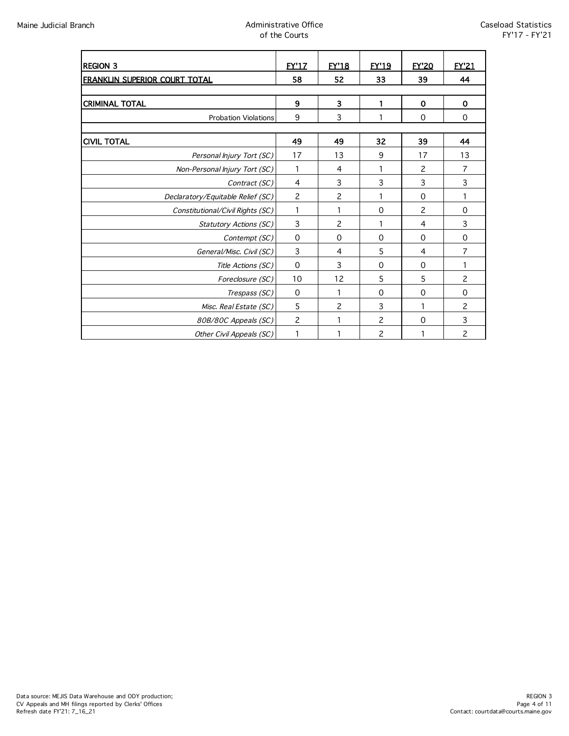| REGION 3 | FY'17 | FY'18 | FY'19 | FY'20 | FY'21 |
|---|---|---|---|---|---|
| **FRANKLIN SUPERIOR COURT TOTAL** | **58** | **52** | **33** | **39** | **44** |
| | | | | | |
| **CRIMINAL TOTAL** | **9** | **3** | **1** | **0** | **0** |
| Probation Violations | 9 | 3 | 1 | 0 | 0 |
| | | | | | |
| **CIVIL TOTAL** | **49** | **49** | **32** | **39** | **44** |
| *Personal Injury Tort (SC)* | 17 | 13 | 9 | 17 | 13 |
| *Non-Personal Injury Tort (SC)* | 1 | 4 | 1 | 2 | 7 |
| *Contract (SC)* | 4 | 3 | 3 | 3 | 3 |
| *Declaratory/Equitable Relief (SC)* | 2 | 2 | 1 | 0 | 1 |
| *Constitutional/Civil Rights (SC)* | 1 | 1 | 0 | 2 | 0 |
| *Statutory Actions (SC)* | 3 | 2 | 1 | 4 | 3 |
| *Contempt (SC)* | 0 | 0 | 0 | 0 | 0 |
| *General/Misc. Civil (SC)* | 3 | 4 | 5 | 4 | 7 |
| *Title Actions (SC)* | 0 | 3 | 0 | 0 | 1 |
| *Foreclosure (SC)* | 10 | 12 | 5 | 5 | 2 |
| *Trespass (SC)* | 0 | 1 | 0 | 0 | 0 |
| *Misc. Real Estate (SC)* | 5 | 2 | 3 | 1 | 2 |
| *80B/80C Appeals (SC)* | 2 | 1 | 2 | 0 | 3 |
| *Other Civil Appeals (SC)* | 1 | 1 | 2 | 1 | 2 |

Data source: MEJIS Data Warehouse and ODY production;
CV Appeals and MH filings reported by Clerks' Offices
Refresh date FY'21: 7_16_21

Contact: courtdata@courts.maine.gov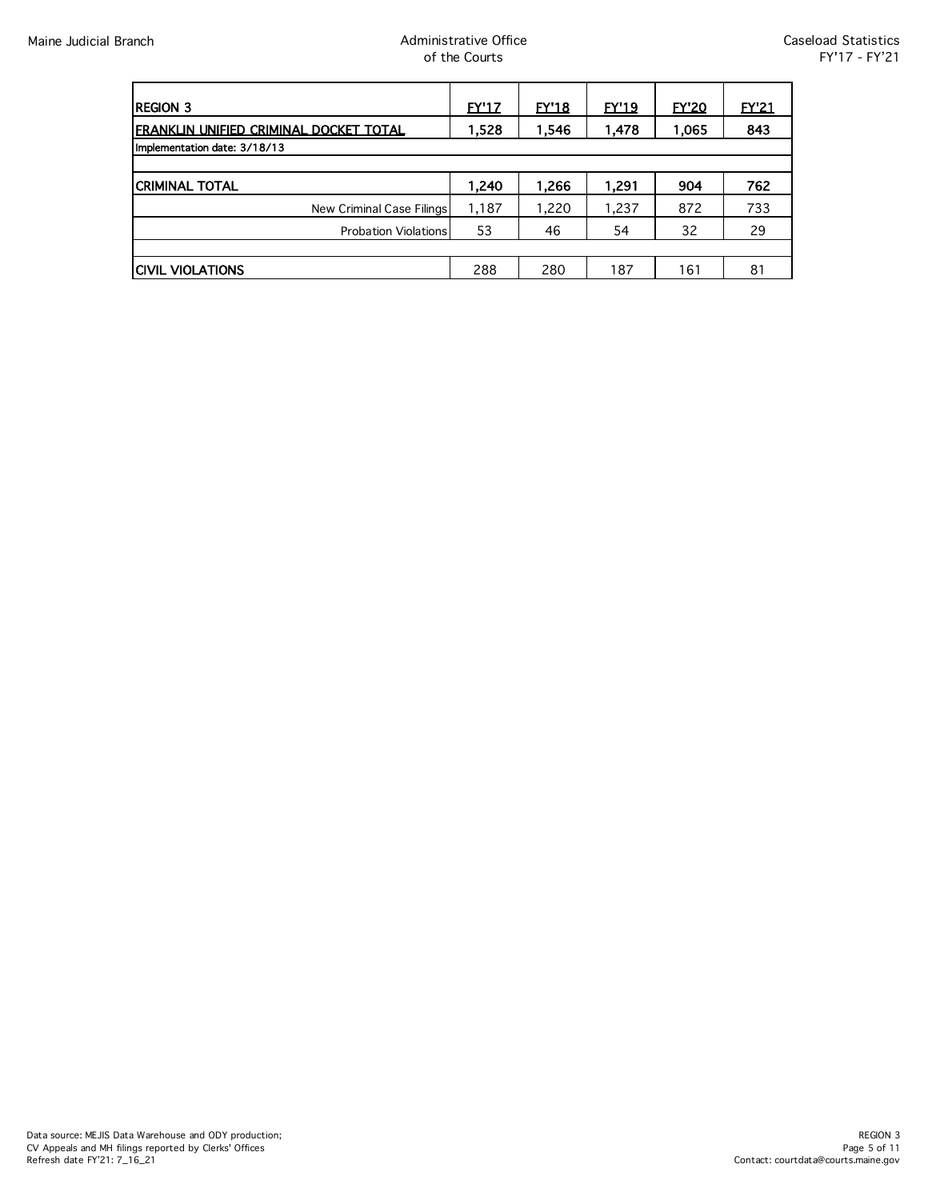| REGION 3 | FY'17 | FY'18 | FY'19 | FY'20 | FY'21 |
|---|---|---|---|---|---|
| **FRANKLIN UNIFIED CRIMINAL DOCKET TOTAL** | **1,528** | **1,546** | **1,478** | **1,065** | **843** |
| Implementation date: 3/18/13 | | | | | |
| | | | | | |
| **CRIMINAL TOTAL** | **1,240** | **1,266** | **1,291** | **904** | **762** |
| New Criminal Case Filings | 1,187 | 1,220 | 1,237 | 872 | 733 |
| Probation Violations | 53 | 46 | 54 | 32 | 29 |
| | | | | | |
| **CIVIL VIOLATIONS** | 288 | 280 | 187 | 161 | 81 |

Data source: MEJIS Data Warehouse and ODY production;
CV Appeals and MH filings reported by Clerks' Offices
Refresh date FY'21: 7_16_21

Contact: courtdata@courts.maine.gov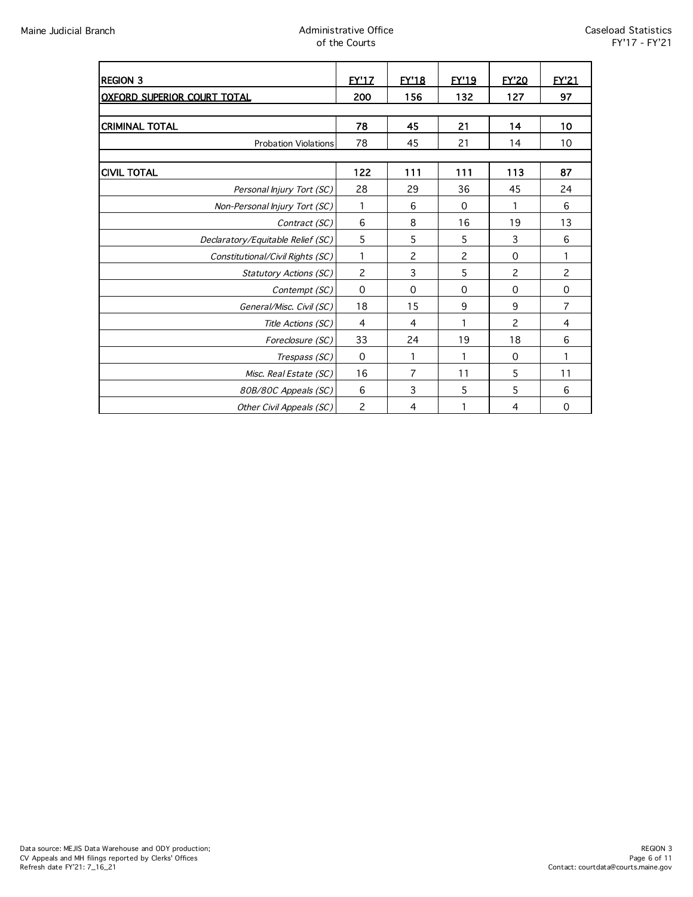| REGION 3 | FY'17 | FY'18 | FY'19 | FY'20 | FY'21 |
|---|---|---|---|---|---|
| **OXFORD SUPERIOR COURT TOTAL** | **200** | **156** | **132** | **127** | **97** |
| | | | | | |
| **CRIMINAL TOTAL** | **78** | **45** | **21** | **14** | **10** |
| Probation Violations | 78 | 45 | 21 | 14 | 10 |
| | | | | | |
| **CIVIL TOTAL** | **122** | **111** | **111** | **113** | **87** |
| *Personal Injury Tort (SC)* | 28 | 29 | 36 | 45 | 24 |
| *Non-Personal Injury Tort (SC)* | 1 | 6 | 0 | 1 | 6 |
| *Contract (SC)* | 6 | 8 | 16 | 19 | 13 |
| *Declaratory/Equitable Relief (SC)* | 5 | 5 | 5 | 3 | 6 |
| *Constitutional/Civil Rights (SC)* | 1 | 2 | 2 | 0 | 1 |
| *Statutory Actions (SC)* | 2 | 3 | 5 | 2 | 2 |
| *Contempt (SC)* | 0 | 0 | 0 | 0 | 0 |
| *General/Misc. Civil (SC)* | 18 | 15 | 9 | 9 | 7 |
| *Title Actions (SC)* | 4 | 4 | 1 | 2 | 4 |
| *Foreclosure (SC)* | 33 | 24 | 19 | 18 | 6 |
| *Trespass (SC)* | 0 | 1 | 1 | 0 | 1 |
| *Misc. Real Estate (SC)* | 16 | 7 | 11 | 5 | 11 |
| *80B/80C Appeals (SC)* | 6 | 3 | 5 | 5 | 6 |
| *Other Civil Appeals (SC)* | 2 | 4 | 1 | 4 | 0 |

Data source: MEJIS Data Warehouse and ODY production;
CV Appeals and MH filings reported by Clerks' Offices
Refresh date FY'21: 7_16_21

Contact: courtdata@courts.maine.gov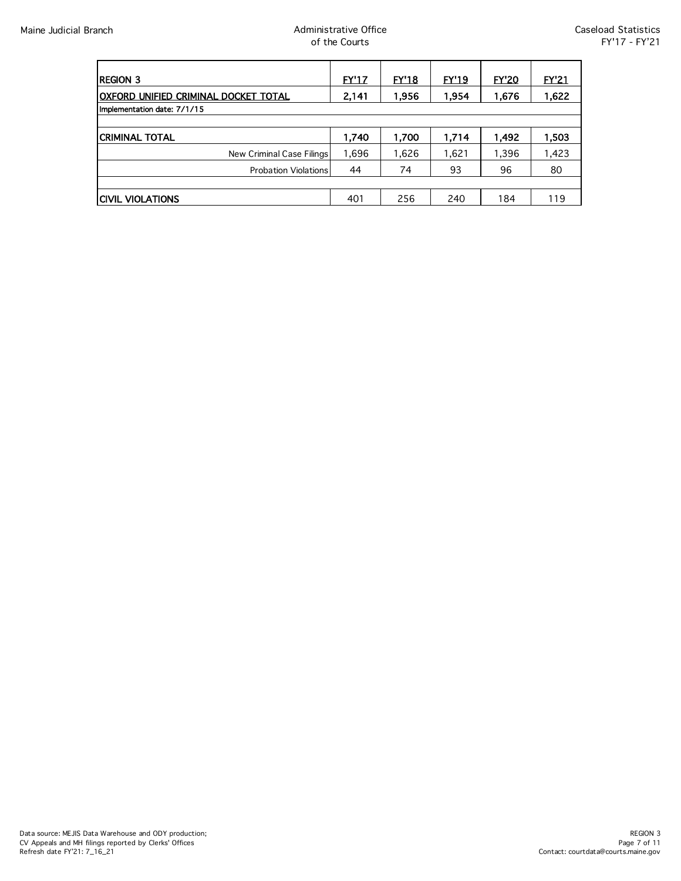| REGION 3 | FY'17 | FY'18 | FY'19 | FY'20 | FY'21 |
|---|---|---|---|---|---|
| **OXFORD UNIFIED CRIMINAL DOCKET TOTAL** | **2,141** | **1,956** | **1,954** | **1,676** | **1,622** |
| Implementation date: 7/1/15 | | | | | |
| | | | | | |
| **CRIMINAL TOTAL** | **1,740** | **1,700** | **1,714** | **1,492** | **1,503** |
| New Criminal Case Filings | 1,696 | 1,626 | 1,621 | 1,396 | 1,423 |
| Probation Violations | 44 | 74 | 93 | 96 | 80 |
| | | | | | |
| **CIVIL VIOLATIONS** | 401 | 256 | 240 | 184 | 119 |

Data source: MEJIS Data Warehouse and ODY production;
CV Appeals and MH filings reported by Clerks' Offices
Refresh date FY'21: 7_16_21

Contact: courtdata@courts.maine.gov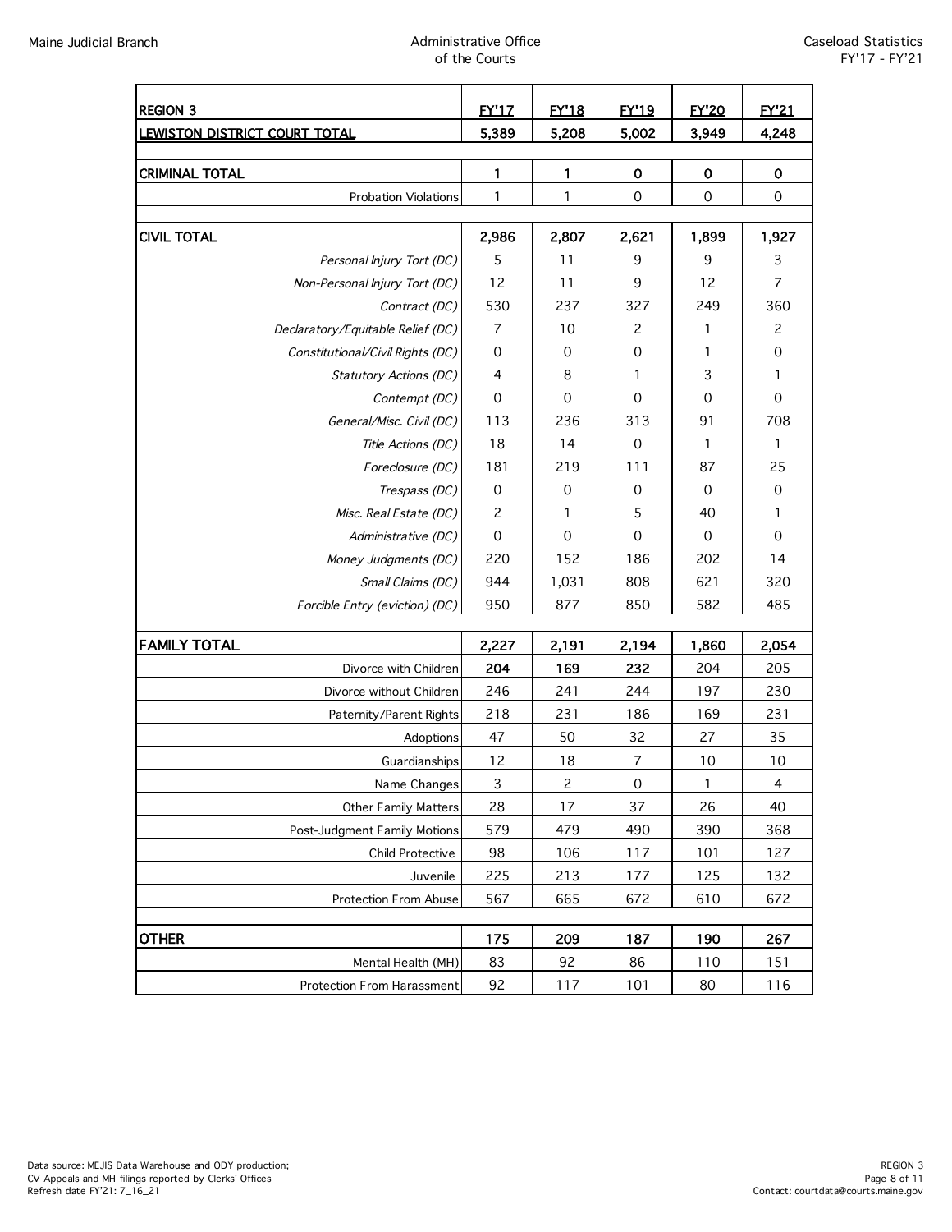| REGION 3 | FY'17 | FY'18 | FY'19 | FY'20 | FY'21 |
|---|---|---|---|---|---|
| **LEWISTON DISTRICT COURT TOTAL** | **5,389** | **5,208** | **5,002** | **3,949** | **4,248** |
| | | | | | |
| **CRIMINAL TOTAL** | **1** | **1** | **0** | **0** | **0** |
| Probation Violations | 1 | 1 | 0 | 0 | 0 |
| | | | | | |
| **CIVIL TOTAL** | **2,986** | **2,807** | **2,621** | **1,899** | **1,927** |
| *Personal Injury Tort (DC)* | 5 | 11 | 9 | 9 | 3 |
| *Non-Personal Injury Tort (DC)* | 12 | 11 | 9 | 12 | 7 |
| *Contract (DC)* | 530 | 237 | 327 | 249 | 360 |
| *Declaratory/Equitable Relief (DC)* | 7 | 10 | 2 | 1 | 2 |
| *Constitutional/Civil Rights (DC)* | 0 | 0 | 0 | 1 | 0 |
| *Statutory Actions (DC)* | 4 | 8 | 1 | 3 | 1 |
| *Contempt (DC)* | 0 | 0 | 0 | 0 | 0 |
| *General/Misc. Civil (DC)* | 113 | 236 | 313 | 91 | 708 |
| *Title Actions (DC)* | 18 | 14 | 0 | 1 | 1 |
| *Foreclosure (DC)* | 181 | 219 | 111 | 87 | 25 |
| *Trespass (DC)* | 0 | 0 | 0 | 0 | 0 |
| *Misc. Real Estate (DC)* | 2 | 1 | 5 | 40 | 1 |
| *Administrative (DC)* | 0 | 0 | 0 | 0 | 0 |
| *Money Judgments (DC)* | 220 | 152 | 186 | 202 | 14 |
| *Small Claims (DC)* | 944 | 1,031 | 808 | 621 | 320 |
| *Forcible Entry (eviction) (DC)* | 950 | 877 | 850 | 582 | 485 |
| | | | | | |
| **FAMILY TOTAL** | **2,227** | **2,191** | **2,194** | **1,860** | **2,054** |
| Divorce with Children | 204 | 169 | 232 | 204 | 205 |
| Divorce without Children | 246 | 241 | 244 | 197 | 230 |
| Paternity/Parent Rights | 218 | 231 | 186 | 169 | 231 |
| Adoptions | 47 | 50 | 32 | 27 | 35 |
| Guardianships | 12 | 18 | 7 | 10 | 10 |
| Name Changes | 3 | 2 | 0 | 1 | 4 |
| Other Family Matters | 28 | 17 | 37 | 26 | 40 |
| Post-Judgment Family Motions | 579 | 479 | 490 | 390 | 368 |
| Child Protective | 98 | 106 | 117 | 101 | 127 |
| Juvenile | 225 | 213 | 177 | 125 | 132 |
| Protection From Abuse | 567 | 665 | 672 | 610 | 672 |
| | | | | | |
| **OTHER** | **175** | **209** | **187** | **190** | **267** |
| Mental Health (MH) | 83 | 92 | 86 | 110 | 151 |
| Protection From Harassment | 92 | 117 | 101 | 80 | 116 |

Data source: MEJIS Data Warehouse and ODY production;
CV Appeals and MH filings reported by Clerks' Offices
Refresh date FY'21: 7_16_21

Contact: courtdata@courts.maine.gov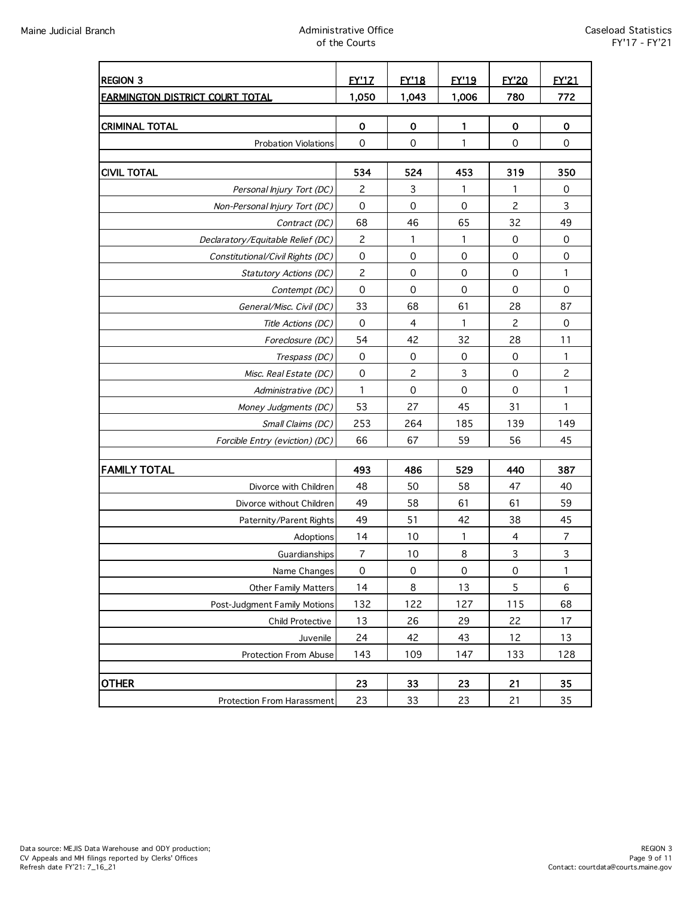| REGION 3 | FY'17 | FY'18 | FY'19 | FY'20 | FY'21 |
|---|---|---|---|---|---|
| **FARMINGTON DISTRICT COURT TOTAL** | **1,050** | **1,043** | **1,006** | **780** | **772** |
| | | | | | |
| **CRIMINAL TOTAL** | **0** | **0** | **1** | **0** | **0** |
| Probation Violations | 0 | 0 | 1 | 0 | 0 |
| | | | | | |
| **CIVIL TOTAL** | **534** | **524** | **453** | **319** | **350** |
| *Personal Injury Tort (DC)* | 2 | 3 | 1 | 1 | 0 |
| *Non-Personal Injury Tort (DC)* | 0 | 0 | 0 | 2 | 3 |
| *Contract (DC)* | 68 | 46 | 65 | 32 | 49 |
| *Declaratory/Equitable Relief (DC)* | 2 | 1 | 1 | 0 | 0 |
| *Constitutional/Civil Rights (DC)* | 0 | 0 | 0 | 0 | 0 |
| *Statutory Actions (DC)* | 2 | 0 | 0 | 0 | 1 |
| *Contempt (DC)* | 0 | 0 | 0 | 0 | 0 |
| *General/Misc. Civil (DC)* | 33 | 68 | 61 | 28 | 87 |
| *Title Actions (DC)* | 0 | 4 | 1 | 2 | 0 |
| *Foreclosure (DC)* | 54 | 42 | 32 | 28 | 11 |
| *Trespass (DC)* | 0 | 0 | 0 | 0 | 1 |
| *Misc. Real Estate (DC)* | 0 | 2 | 3 | 0 | 2 |
| *Administrative (DC)* | 1 | 0 | 0 | 0 | 1 |
| *Money Judgments (DC)* | 53 | 27 | 45 | 31 | 1 |
| *Small Claims (DC)* | 253 | 264 | 185 | 139 | 149 |
| *Forcible Entry (eviction) (DC)* | 66 | 67 | 59 | 56 | 45 |
| | | | | | |
| **FAMILY TOTAL** | **493** | **486** | **529** | **440** | **387** |
| Divorce with Children | 48 | 50 | 58 | 47 | 40 |
| Divorce without Children | 49 | 58 | 61 | 61 | 59 |
| Paternity/Parent Rights | 49 | 51 | 42 | 38 | 45 |
| Adoptions | 14 | 10 | 1 | 4 | 7 |
| Guardianships | 7 | 10 | 8 | 3 | 3 |
| Name Changes | 0 | 0 | 0 | 0 | 1 |
| Other Family Matters | 14 | 8 | 13 | 5 | 6 |
| Post-Judgment Family Motions | 132 | 122 | 127 | 115 | 68 |
| Child Protective | 13 | 26 | 29 | 22 | 17 |
| Juvenile | 24 | 42 | 43 | 12 | 13 |
| Protection From Abuse | 143 | 109 | 147 | 133 | 128 |
| | | | | | |
| **OTHER** | **23** | **33** | **23** | **21** | **35** |
| Protection From Harassment | 23 | 33 | 23 | 21 | 35 |

Data source: MEJIS Data Warehouse and ODY production;
CV Appeals and MH filings reported by Clerks' Offices
Refresh date FY'21: 7_16_21

Contact: courtdata@courts.maine.gov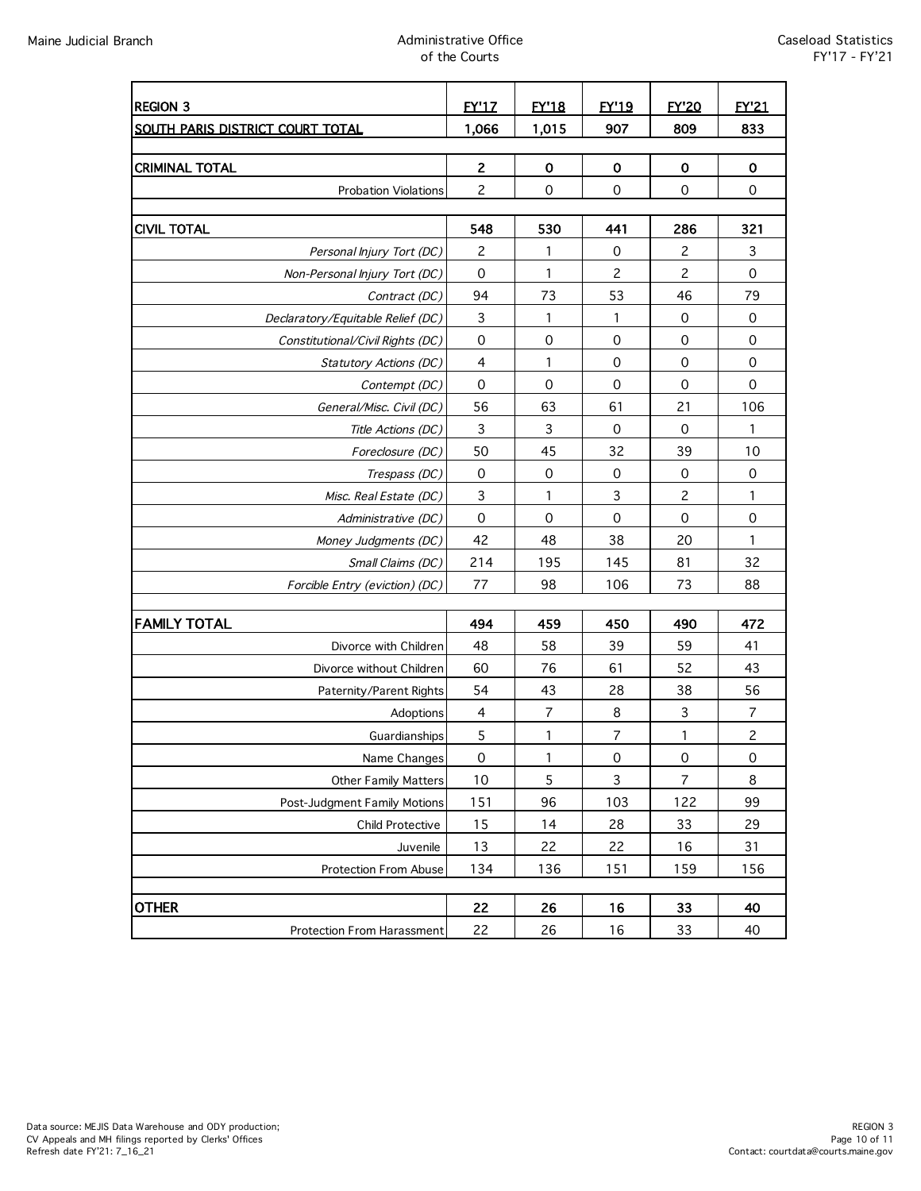| REGION 3 | FY'17 | FY'18 | FY'19 | FY'20 | FY'21 |
|---|---|---|---|---|---|
| **SOUTH PARIS DISTRICT COURT TOTAL** | **1,066** | **1,015** | **907** | **809** | **833** |
| | | | | | |
| **CRIMINAL TOTAL** | **2** | **0** | **0** | **0** | **0** |
| Probation Violations | 2 | 0 | 0 | 0 | 0 |
| | | | | | |
| **CIVIL TOTAL** | **548** | **530** | **441** | **286** | **321** |
| *Personal Injury Tort (DC)* | 2 | 1 | 0 | 2 | 3 |
| *Non-Personal Injury Tort (DC)* | 0 | 1 | 2 | 2 | 0 |
| *Contract (DC)* | 94 | 73 | 53 | 46 | 79 |
| *Declaratory/Equitable Relief (DC)* | 3 | 1 | 1 | 0 | 0 |
| *Constitutional/Civil Rights (DC)* | 0 | 0 | 0 | 0 | 0 |
| *Statutory Actions (DC)* | 4 | 1 | 0 | 0 | 0 |
| *Contempt (DC)* | 0 | 0 | 0 | 0 | 0 |
| *General/Misc. Civil (DC)* | 56 | 63 | 61 | 21 | 106 |
| *Title Actions (DC)* | 3 | 3 | 0 | 0 | 1 |
| *Foreclosure (DC)* | 50 | 45 | 32 | 39 | 10 |
| *Trespass (DC)* | 0 | 0 | 0 | 0 | 0 |
| *Misc. Real Estate (DC)* | 3 | 1 | 3 | 2 | 1 |
| *Administrative (DC)* | 0 | 0 | 0 | 0 | 0 |
| *Money Judgments (DC)* | 42 | 48 | 38 | 20 | 1 |
| *Small Claims (DC)* | 214 | 195 | 145 | 81 | 32 |
| *Forcible Entry (eviction) (DC)* | 77 | 98 | 106 | 73 | 88 |
| | | | | | |
| **FAMILY TOTAL** | **494** | **459** | **450** | **490** | **472** |
| Divorce with Children | 48 | 58 | 39 | 59 | 41 |
| Divorce without Children | 60 | 76 | 61 | 52 | 43 |
| Paternity/Parent Rights | 54 | 43 | 28 | 38 | 56 |
| Adoptions | 4 | 7 | 8 | 3 | 7 |
| Guardianships | 5 | 1 | 7 | 1 | 2 |
| Name Changes | 0 | 1 | 0 | 0 | 0 |
| Other Family Matters | 10 | 5 | 3 | 7 | 8 |
| Post-Judgment Family Motions | 151 | 96 | 103 | 122 | 99 |
| Child Protective | 15 | 14 | 28 | 33 | 29 |
| Juvenile | 13 | 22 | 22 | 16 | 31 |
| Protection From Abuse | 134 | 136 | 151 | 159 | 156 |
| | | | | | |
| **OTHER** | **22** | **26** | **16** | **33** | **40** |
| Protection From Harassment | 22 | 26 | 16 | 33 | 40 |

Data source: MEJIS Data Warehouse and ODY production;
CV Appeals and MH filings reported by Clerks' Offices
Refresh date FY'21: 7_16_21

Contact: courtdata@courts.maine.gov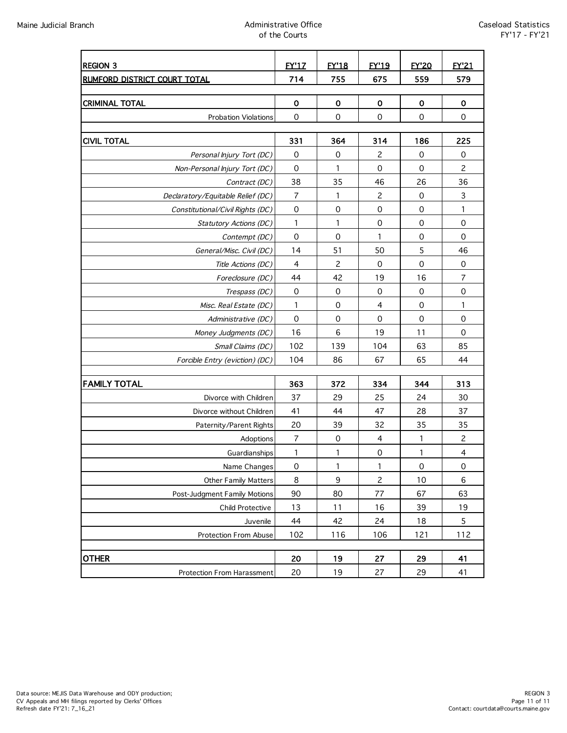| REGION 3 | FY'17 | FY'18 | FY'19 | FY'20 | FY'21 |
|---|---|---|---|---|---|
| **RUMFORD DISTRICT COURT TOTAL** | **714** | **755** | **675** | **559** | **579** |
| | | | | | |
| **CRIMINAL TOTAL** | **0** | **0** | **0** | **0** | **0** |
| Probation Violations | 0 | 0 | 0 | 0 | 0 |
| | | | | | |
| **CIVIL TOTAL** | **331** | **364** | **314** | **186** | **225** |
| *Personal Injury Tort (DC)* | 0 | 0 | 2 | 0 | 0 |
| *Non-Personal Injury Tort (DC)* | 0 | 1 | 0 | 0 | 2 |
| *Contract (DC)* | 38 | 35 | 46 | 26 | 36 |
| *Declaratory/Equitable Relief (DC)* | 7 | 1 | 2 | 0 | 3 |
| *Constitutional/Civil Rights (DC)* | 0 | 0 | 0 | 0 | 1 |
| *Statutory Actions (DC)* | 1 | 1 | 0 | 0 | 0 |
| *Contempt (DC)* | 0 | 0 | 1 | 0 | 0 |
| *General/Misc. Civil (DC)* | 14 | 51 | 50 | 5 | 46 |
| *Title Actions (DC)* | 4 | 2 | 0 | 0 | 0 |
| *Foreclosure (DC)* | 44 | 42 | 19 | 16 | 7 |
| *Trespass (DC)* | 0 | 0 | 0 | 0 | 0 |
| *Misc. Real Estate (DC)* | 1 | 0 | 4 | 0 | 1 |
| *Administrative (DC)* | 0 | 0 | 0 | 0 | 0 |
| *Money Judgments (DC)* | 16 | 6 | 19 | 11 | 0 |
| *Small Claims (DC)* | 102 | 139 | 104 | 63 | 85 |
| *Forcible Entry (eviction) (DC)* | 104 | 86 | 67 | 65 | 44 |
| | | | | | |
| **FAMILY TOTAL** | **363** | **372** | **334** | **344** | **313** |
| Divorce with Children | 37 | 29 | 25 | 24 | 30 |
| Divorce without Children | 41 | 44 | 47 | 28 | 37 |
| Paternity/Parent Rights | 20 | 39 | 32 | 35 | 35 |
| Adoptions | 7 | 0 | 4 | 1 | 2 |
| Guardianships | 1 | 1 | 0 | 1 | 4 |
| Name Changes | 0 | 1 | 1 | 0 | 0 |
| Other Family Matters | 8 | 9 | 2 | 10 | 6 |
| Post-Judgment Family Motions | 90 | 80 | 77 | 67 | 63 |
| Child Protective | 13 | 11 | 16 | 39 | 19 |
| Juvenile | 44 | 42 | 24 | 18 | 5 |
| Protection From Abuse | 102 | 116 | 106 | 121 | 112 |
| | | | | | |
| **OTHER** | **20** | **19** | **27** | **29** | **41** |
| Protection From Harassment | 20 | 19 | 27 | 29 | 41 |

Data source: MEJIS Data Warehouse and ODY production;
CV Appeals and MH filings reported by Clerks' Offices
Refresh date FY'21: 7_16_21

Contact: courtdata@courts.maine.gov